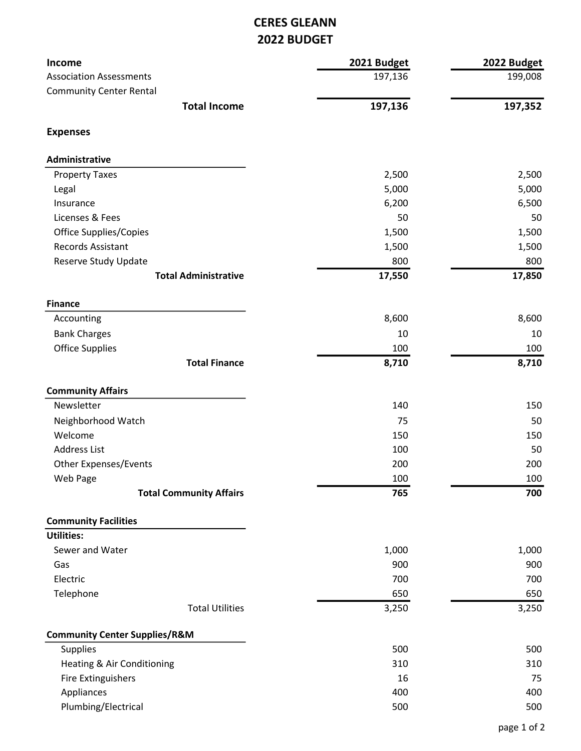# CERES GLEANN
## 2022 BUDGET

| Income | 2021 Budget | 2022 Budget |
|---|---|---|
| Association Assessments | 197,136 | 199,008 |
| Community Center Rental | | |
| **Total Income** | **197,136** | **197,352** |
| **Expenses** | | |
| **Administrative** | | |
| Property Taxes | 2,500 | 2,500 |
| Legal | 5,000 | 5,000 |
| Insurance | 6,200 | 6,500 |
| Licenses & Fees | 50 | 50 |
| Office Supplies/Copies | 1,500 | 1,500 |
| Records Assistant | 1,500 | 1,500 |
| Reserve Study Update | 800 | 800 |
| **Total Administrative** | **17,550** | **17,850** |
| **Finance** | | |
| Accounting | 8,600 | 8,600 |
| Bank Charges | 10 | 10 |
| Office Supplies | 100 | 100 |
| **Total Finance** | **8,710** | **8,710** |
| **Community Affairs** | | |
| Newsletter | 140 | 150 |
| Neighborhood Watch | 75 | 50 |
| Welcome | 150 | 150 |
| Address List | 100 | 50 |
| Other Expenses/Events | 200 | 200 |
| Web Page | 100 | 100 |
| **Total Community Affairs** | **765** | **700** |
| **Community Facilities** | | |
| **Utilities:** | | |
| Sewer and Water | 1,000 | 1,000 |
| Gas | 900 | 900 |
| Electric | 700 | 700 |
| Telephone | 650 | 650 |
| Total Utilities | 3,250 | 3,250 |
| **Community Center Supplies/R&M** | | |
| Supplies | 500 | 500 |
| Heating & Air Conditioning | 310 | 310 |
| Fire Extinguishers | 16 | 75 |
| Appliances | 400 | 400 |
| Plumbing/Electrical | 500 | 500 |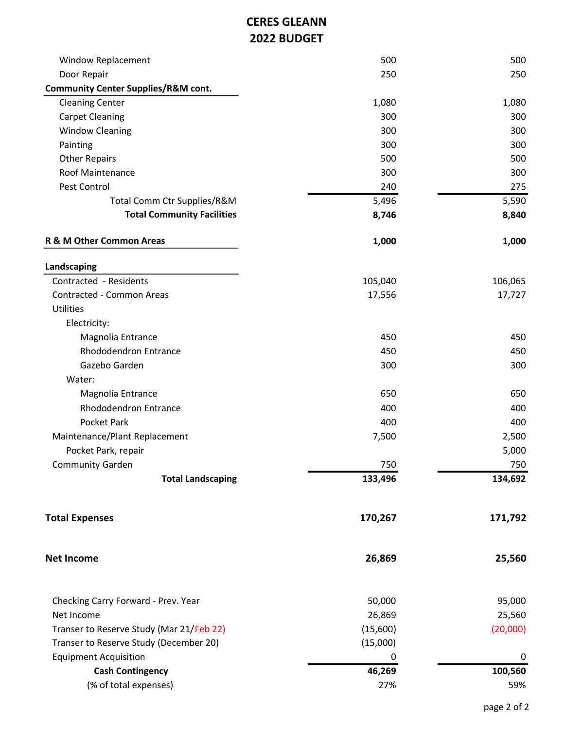# CERES GLEANN
## 2022 BUDGET

| | | |
|---|---|---|
| Window Replacement | 500 | 500 |
| Door Repair | 250 | 250 |
| **Community Center Supplies/R&M cont.** | | |
| Cleaning Center | 1,080 | 1,080 |
| Carpet Cleaning | 300 | 300 |
| Window Cleaning | 300 | 300 |
| Painting | 300 | 300 |
| Other Repairs | 500 | 500 |
| Roof Maintenance | 300 | 300 |
| Pest Control | 240 | 275 |
| Total Comm Ctr Supplies/R&M | 5,496 | 5,590 |
| **Total Community Facilities** | **8,746** | **8,840** |
| | | |
| **R & M Other Common Areas** | **1,000** | **1,000** |
| | | |
| **Landscaping** | | |
| Contracted - Residents | 105,040 | 106,065 |
| Contracted - Common Areas | 17,556 | 17,727 |
| Utilities | | |
| Electricity: | | |
| Magnolia Entrance | 450 | 450 |
| Rhododendron Entrance | 450 | 450 |
| Gazebo Garden | 300 | 300 |
| Water: | | |
| Magnolia Entrance | 650 | 650 |
| Rhododendron Entrance | 400 | 400 |
| Pocket Park | 400 | 400 |
| Maintenance/Plant Replacement | 7,500 | 2,500 |
| Pocket Park, repair | | 5,000 |
| Community Garden | 750 | 750 |
| **Total Landscaping** | **133,496** | **134,692** |
| | | |
| **Total Expenses** | **170,267** | **171,792** |
| | | |
| **Net Income** | **26,869** | **25,560** |
| | | |
| Checking Carry Forward - Prev. Year | 50,000 | 95,000 |
| Net Income | 26,869 | 25,560 |
| Transer to Reserve Study (Mar 21/Feb 22) | (15,600) | (20,000) |
| Transer to Reserve Study (December 20) | (15,000) | |
| Equipment Acquisition | 0 | 0 |
| **Cash Contingency** | **46,269** | **100,560** |
| (% of total expenses) | 27% | 59% |